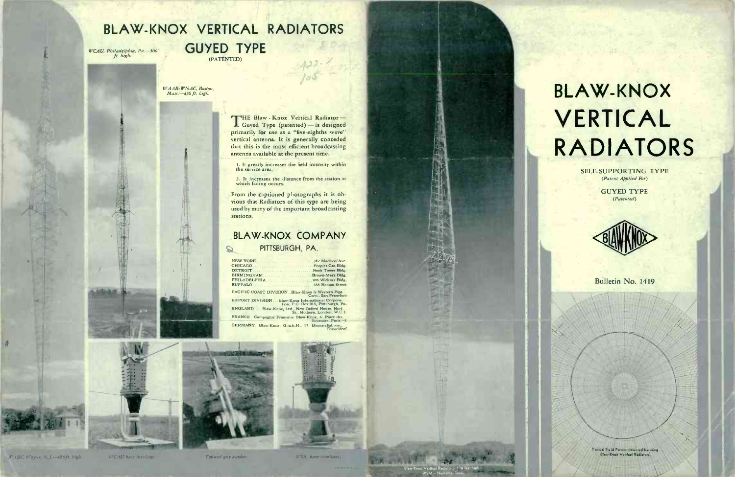# BLAW-KNOX VERTICAL RADIATORS

## GUYED TYPE

(PATENTED)

*WCAU, Philadelphia, Pa.—500 ft. high.*

*WAAB-WNAC, Boston, Mass.—430 ft. high.*

THE Blaw-Knox Vertical Radiator—Guyed Type (patented)—is designed primarily for use as a "five-eighths wave" vertical antenna. It is generally conceded that this is the most efficient broadcasting antenna available at the present time.

1. It greatly increases the field intensity within the service area.

2. It increases the distance from the station at which fading occurs.

From the captioned photographs it is obvious that Radiators of this type are being used by many of the important broadcasting stations.

## BLAW-KNOX COMPANY

### PITTSBURGH, PA.

| | |
|---|---|
| NEW YORK | 342 Madison Ave. |
| CHICAGO | Peoples Gas Bldg. |
| DETROIT | Book Tower Bldg. |
| BIRMINGHAM | Brown-Marx Bldg. |
| PHILADELPHIA | 906 Widener Bldg. |
| BUFFALO | 356 Nassau Street |

PACIFIC COAST DIVISION . Blaw-Knox & Western Pipe Corp., San Francisco

EXPORT DIVISION . Blaw-Knox International Corporation, P.O. Box 915, Pittsburgh, Pa.

ENGLAND . . Blaw-Knox, Ltd., New Oxford House, Hart St., Holborn, London, W.C.1.

FRANCE . Compagnie Francaise Blaw-Knox, 4, Place des Saussaies, Paris—8

GERMANY . Blaw-Knox, G.m.b.H., 17, Bismarckstrasse, Dusseldorf

*WABC, Wayne, N. J.—475 ft. high.*

*WCAU base insulator.*

*Typical guy anchor.*

*WSM base insulator.*

Blaw-Knox Vertical Radiator—878 feet high—WSM—Nashville, Tenn.

# BLAW-KNOX VERTICAL RADIATORS

SELF-SUPPORTING TYPE
*(Patent Applied For)*

GUYED TYPE
*(Patented)*

BLAW-KNOX

Bulletin No. 1419

Typical Field Pattern obtained by using Blaw-Knox Vertical Radiators.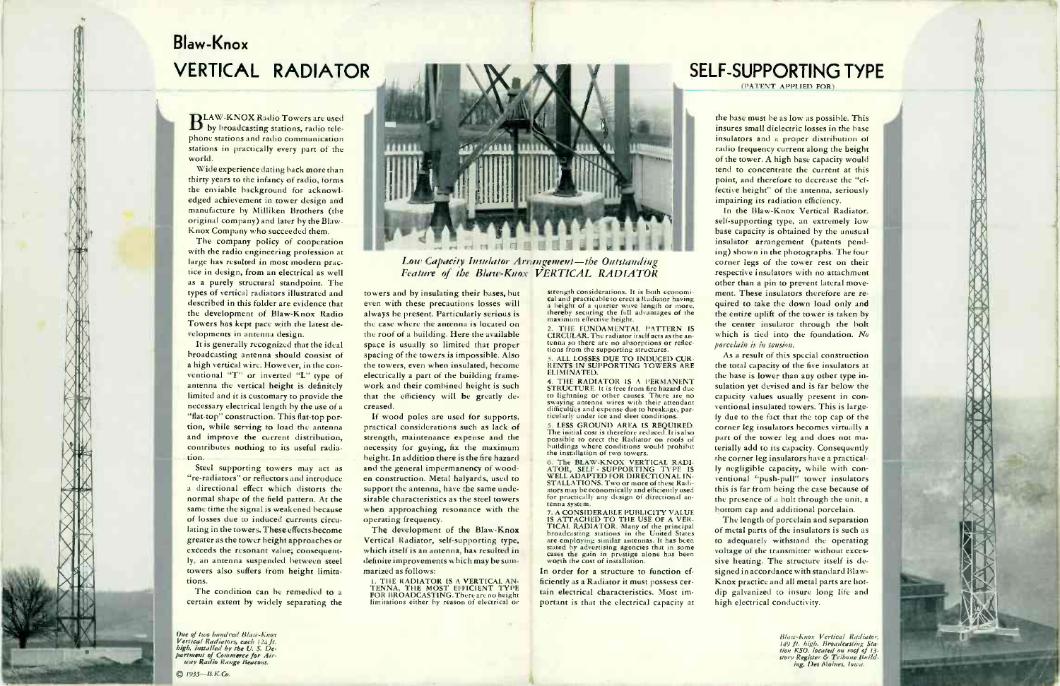# Blaw-Knox VERTICAL RADIATOR

# SELF-SUPPORTING TYPE

(PATENT APPLIED FOR)

BLAW-KNOX Radio Towers are used by broadcasting stations, radio telephone stations and radio communication stations in practically every part of the world.

Wide experience dating back more than thirty years to the infancy of radio, forms the enviable background for acknowledged achievement in tower design and manufacture by Milliken Brothers (the original company) and later by the Blaw-Knox Company who succeeded them.

The company policy of cooperation with the radio engineering profession at large has resulted in most modern practice in design, from an electrical as well as a purely structural standpoint. The types of vertical radiators illustrated and described in this folder are evidence that the development of Blaw-Knox Radio Towers has kept pace with the latest developments in antenna design.

It is generally recognized that the ideal broadcasting antenna should consist of a high vertical wire. However, in the conventional "T" or inverted "L" type of antenna the vertical height is definitely limited and it is customary to provide the necessary electrical length by the use of a "flat-top" construction. This flat-top portion, while serving to load the antenna and improve the current distribution, contributes nothing to its useful radiation.

Steel supporting towers may act as "re-radiators" or reflectors and introduce a directional effect which distorts the normal shape of the field pattern. At the same time the signal is weakened because of losses due to induced currents circulating in the towers. These effects become greater as the tower height approaches or exceeds the resonant value; consequently, an antenna suspended between steel towers also suffers from height limitations.

The condition can be remedied to a certain extent by widely separating the towers and by insulating their bases, but even with these precautions losses will always be present. Particularly serious is the case where the antenna is located on the roof of a building. Here the available space is usually so limited that proper spacing of the towers is impossible. Also the towers, even when insulated, become electrically a part of the building framework and their combined height is such that the efficiency will be greatly decreased.

If wood poles are used for supports, practical considerations such as lack of strength, maintenance expense and the necessity for guying, fix the maximum height. In addition there is the fire hazard and the general impermanency of wooden construction. Metal halyards, used to support the antenna, have the same undesirable characteristics as the steel towers when approaching resonance with the operating frequency.

The development of the Blaw-Knox Vertical Radiator, self-supporting type, which itself is an antenna, has resulted in definite improvements which may be summarized as follows:

1. THE RADIATOR IS A VERTICAL ANTENNA, THE MOST EFFICIENT TYPE FOR BROADCASTING. There are no height limitations either by reason of electrical or strength considerations. It is both economical and practicable to erect a Radiator having a height of a quarter wave length or more, thereby securing the full advantages of the maximum effective height.

2. THE FUNDAMENTAL PATTERN IS CIRCULAR. The radiator itself acts as the antenna so there are no absorptions or reflections from the supporting structures.

3. ALL LOSSES DUE TO INDUCED CURRENTS IN SUPPORTING TOWERS ARE ELIMINATED.

4. THE RADIATOR IS A PERMANENT STRUCTURE. It is free from fire hazard due to lightning or other causes. There are no swaying antenna wires with their attendant difficulties and expense due to breakage, particularly under ice and sleet conditions.

5. LESS GROUND AREA IS REQUIRED. The initial cost is therefore reduced. It is also possible to erect the Radiator on roofs of buildings where conditions would prohibit the installation of two towers.

6. The BLAW-KNOX VERTICAL RADIATOR, SELF-SUPPORTING TYPE IS WELL ADAPTED FOR DIRECTIONAL INSTALLATIONS. Two or more of these Radiators may be economically and efficiently used for practically any design of directional antenna system.

7. A CONSIDERABLE PUBLICITY VALUE IS ATTACHED TO THE USE OF A VERTICAL RADIATOR. Many of the principal broadcasting stations in the United States are employing similar antennas. It has been stated by advertising agencies that in some cases the gain in prestige alone has been worth the cost of installation.

In order for a structure to function efficiently as a Radiator it must possess certain electrical characteristics. Most important is that the electrical capacity at the base must be as low as possible. This insures small dielectric losses in the base insulators and a proper distribution of radio frequency current along the height of the tower. A high base capacity would tend to concentrate the current at this point, and therefore to decrease the "effective height" of the antenna, seriously impairing its radiation efficiency.

In the Blaw-Knox Vertical Radiator, self-supporting type, an extremely low base capacity is obtained by the unusual insulator arrangement (patents pending) shown in the photographs. The four corner legs of the tower rest on their respective insulators with no attachment other than a pin to prevent lateral movement. These insulators therefore are required to take the down load only and the entire uplift of the tower is taken by the center insulator through the bolt which is tied into the foundation. *No porcelain is in tension.*

As a result of this special construction the total capacity of the five insulators at the base is lower than any other type insulation yet devised and is far below the capacity values usually present in conventional insulated towers. This is largely due to the fact that the top cap of the corner leg insulators becomes virtually a part of the tower leg and does not materially add to its capacity. Consequently the corner leg insulators have a practically negligible capacity, while with conventional "push-pull" tower insulators this is far from being the case because of the presence of a bolt through the unit, a bottom cap and additional porcelain.

The length of porcelain and separation of metal parts of the insulators is such as to adequately withstand the operating voltage of the transmitter without excessive heating. The structure itself is designed in accordance with standard Blaw-Knox practice and all metal parts are hot-dip galvanized to insure long life and high electrical conductivity.

*Low Capacity Insulator Arrangement—the Outstanding Feature of the Blaw-Knox VERTICAL RADIATOR*

*One of two hundred Blaw-Knox Vertical Radiators, each 124 ft. high, installed by the U. S. Department of Commerce for Airway Radio Range Beacons.*

*Blaw-Knox Vertical Radiator, 149 ft. high. Broadcasting Station KSO, located on roof of 13-story Register & Tribune Building, Des Moines, Iowa.*

© 1933—B.K.Co.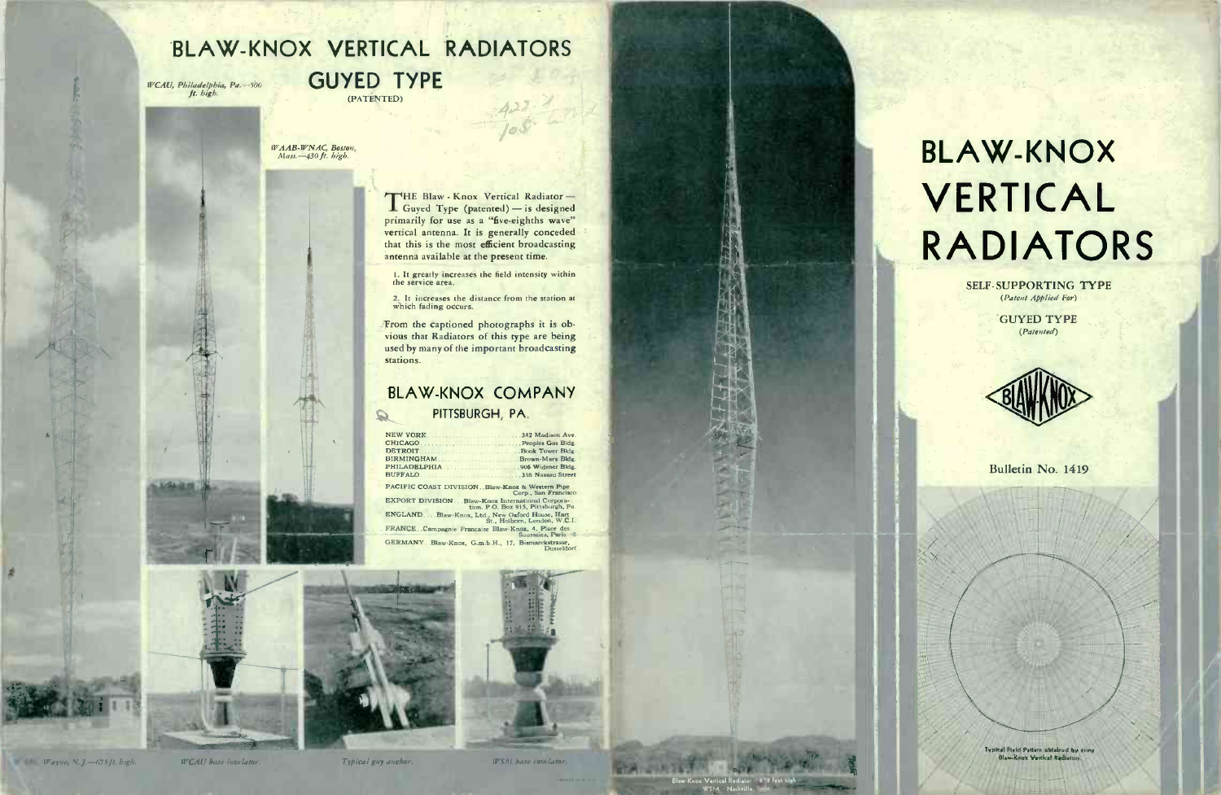# BLAW-KNOX VERTICAL RADIATORS

## GUYED TYPE

(PATENTED)

*WCAU, Philadelphia, Pa.—500 ft. high.*

*WAAB-WNAC, Boston, Mass.—430 ft. high.*

THE Blaw-Knox Vertical Radiator—Guyed Type (patented)—is designed primarily for use as a "five-eighths wave" vertical antenna. It is generally conceded that this is the most efficient broadcasting antenna available at the present time.

1. It greatly increases the field intensity within the service area.

2. It increases the distance from the station at which fading occurs.

From the captioned photographs it is obvious that Radiators of this type are being used by many of the important broadcasting stations.

## BLAW-KNOX COMPANY

### PITTSBURGH, PA.

| | |
|---|---|
| NEW YORK | 342 Madison Ave. |
| CHICAGO | Peoples Gas Bldg. |
| DETROIT | Book Tower Bldg. |
| BIRMINGHAM | Brown-Marx Bldg. |
| PHILADELPHIA | 906 Widener Bldg. |
| BUFFALO | 356 Nassau Street |

PACIFIC COAST DIVISION . . Blaw-Knox & Western Pipe Corp., San Francisco

EXPORT DIVISION . . Blaw-Knox International Corporation, P.O. Box 915, Pittsburgh, Pa.

ENGLAND . . Blaw-Knox, Ltd., New Oxford House, Hart St., Holborn, London, W.C.1.

FRANCE . . Campagnie Francaise Blaw-Knox, 4, Place des Saussaies, Paris

GERMANY . . Blaw-Knox, G.m.b.H., 17, Bismarckstrasse, Dusseldorf

*WOR, Wayne, N. J.—675 ft. high.*

*WCAU base insulator.*

*Typical guy anchor.*

*WSM base insulator.*

Blaw-Knox Vertical Radiator — 878 feet high — WSM — Nashville

# BLAW-KNOX VERTICAL RADIATORS

SELF-SUPPORTING TYPE
*(Patent Applied For)*

GUYED TYPE
*(Patented)*

BLAW-KNOX

Bulletin No. 1419

Typical Field Pattern obtained by using Blaw-Knox Vertical Radiators.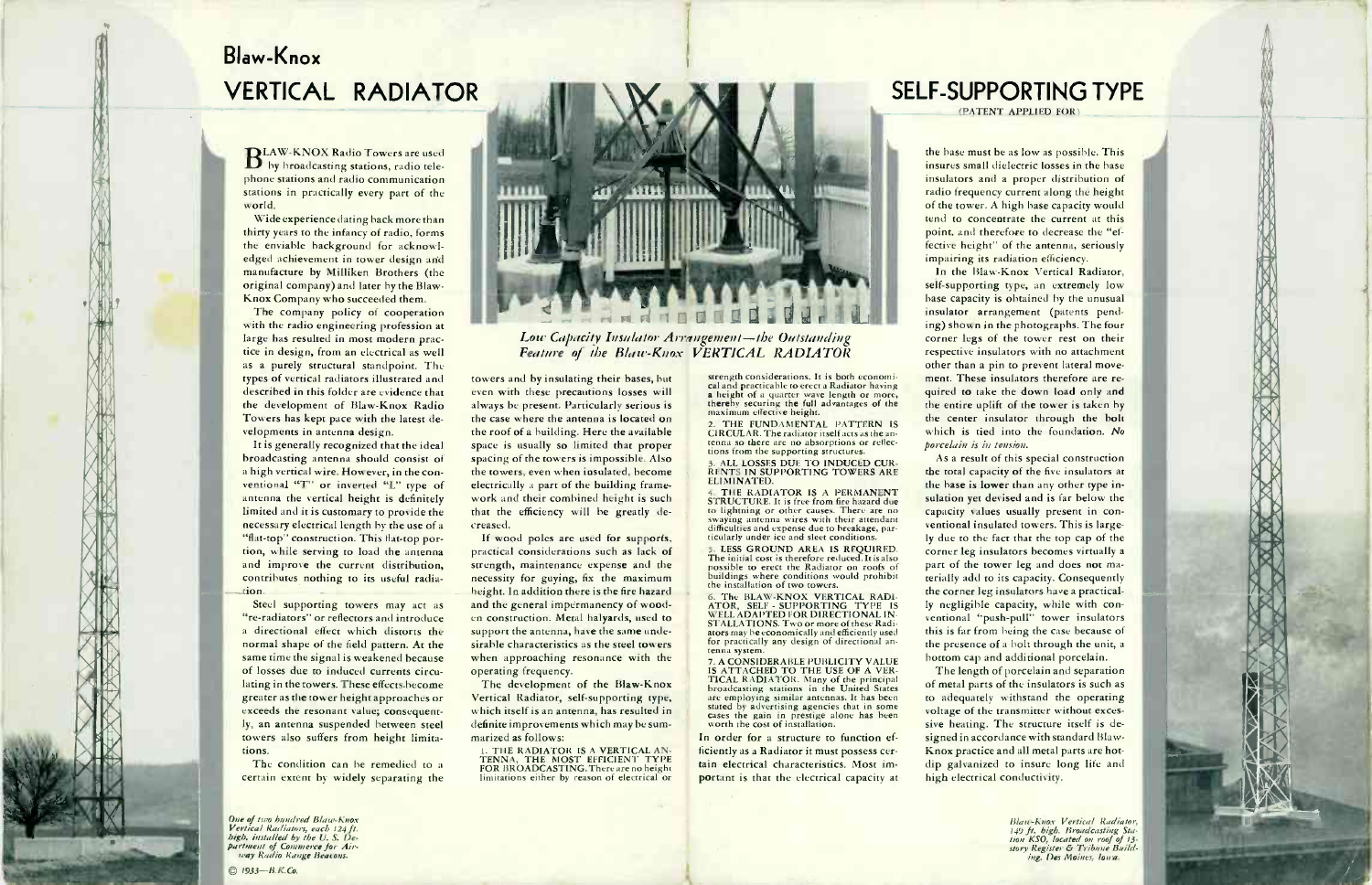# Blaw-Knox VERTICAL RADIATOR

# SELF-SUPPORTING TYPE

(PATENT APPLIED FOR)

BLAW-KNOX Radio Towers are used by broadcasting stations, radio telephone stations and radio communication stations in practically every part of the world.

Wide experience dating back more than thirty years to the infancy of radio, forms the enviable background for acknowledged achievement in tower design and manufacture by Milliken Brothers (the original company) and later by the Blaw-Knox Company who succeeded them.

The company policy of cooperation with the radio engineering profession at large has resulted in most modern practice in design, from an electrical as well as a purely structural standpoint. The types of vertical radiators illustrated and described in this folder are evidence that the development of Blaw-Knox Radio Towers has kept pace with the latest developments in antenna design.

It is generally recognized that the ideal broadcasting antenna should consist of a high vertical wire. However, in the conventional "T" or inverted "L" type of antenna the vertical height is definitely limited and it is customary to provide the necessary electrical length by the use of a "flat-top" construction. This flat-top portion, while serving to load the antenna and improve the current distribution, contributes nothing to its useful radiation.

Steel supporting towers may act as "re-radiators" or reflectors and introduce a directional effect which distorts the normal shape of the field pattern. At the same time the signal is weakened because of losses due to induced currents circulating in the towers. These effects become greater as the tower height approaches or exceeds the resonant value; consequently, an antenna suspended between steel towers also suffers from height limitations.

The condition can be remedied to a certain extent by widely separating the towers and by insulating their bases, but even with these precautions losses will always be present. Particularly serious is the case where the antenna is located on the roof of a building. Here the available space is usually so limited that proper spacing of the towers is impossible. Also the towers, even when insulated, become electrically a part of the building framework and their combined height is such that the efficiency will be greatly decreased.

If wood poles are used for supports, practical considerations such as lack of strength, maintenance expense and the necessity for guying, fix the maximum height. In addition there is the fire hazard and the general impermanency of wooden construction. Metal halyards, used to support the antenna, have the same undesirable characteristics as the steel towers when approaching resonance with the operating frequency.

The development of the Blaw-Knox Vertical Radiator, self-supporting type, which itself is an antenna, has resulted in definite improvements which may be summarized as follows:

1. THE RADIATOR IS A VERTICAL ANTENNA, THE MOST EFFICIENT TYPE FOR BROADCASTING. There are no height limitations either by reason of electrical or strength considerations. It is both economical and practicable to erect a Radiator having a height of a quarter wave length or more, thereby securing the full advantages of the maximum effective height.

2. THE FUNDAMENTAL PATTERN IS CIRCULAR. The radiator itself acts as the antenna so there are no absorptions or reflections from the supporting structures.

3. ALL LOSSES DUE TO INDUCED CURRENTS IN SUPPORTING TOWERS ARE ELIMINATED.

4. THE RADIATOR IS A PERMANENT STRUCTURE. It is free from fire hazard due to lightning or other causes. There are no swaying antenna wires with their attendant difficulties and expense due to breakage, particularly under ice and sleet conditions.

5. LESS GROUND AREA IS REQUIRED. The initial cost is therefore reduced. It is also possible to erect the Radiator on roofs of buildings where conditions would prohibit the installation of two towers.

6. The BLAW-KNOX VERTICAL RADIATOR, SELF-SUPPORTING TYPE IS WELL ADAPTED FOR DIRECTIONAL INSTALLATIONS. Two or more of these Radiators may be economically and efficiently used for practically any design of directional antenna system.

7. A CONSIDERABLE PUBLICITY VALUE IS ATTACHED TO THE USE OF A VERTICAL RADIATOR. Many of the principal broadcasting stations in the United States are employing similar antennas. It has been stated by advertising agencies that in some cases the gain in prestige alone has been worth the cost of installation.

In order for a structure to function efficiently as a Radiator it must possess certain electrical characteristics. Most important is that the electrical capacity at the base must be as low as possible. This insures small dielectric losses in the base insulators and a proper distribution of radio frequency current along the height of the tower. A high base capacity would tend to concentrate the current at this point, and therefore to decrease the "effective height" of the antenna, seriously impairing its radiation efficiency.

In the Blaw-Knox Vertical Radiator, self-supporting type, an extremely low base capacity is obtained by the unusual insulator arrangement (patents pending) shown in the photographs. The four corner legs of the tower rest on their respective insulators with no attachment other than a pin to prevent lateral movement. These insulators therefore are required to take the down load only and the entire uplift of the tower is taken by the center insulator through the bolt which is tied into the foundation. *No porcelain is in tension.*

As a result of this special construction the total capacity of the five insulators at the base is lower than any other type insulation yet devised and is far below the capacity values usually present in conventional insulated towers. This is largely due to the fact that the top cap of the corner leg insulators becomes virtually a part of the tower leg and does not materially add to its capacity. Consequently the corner leg insulators have a practically negligible capacity, while with conventional "push-pull" tower insulators this is far from being the case because of the presence of a bolt through the unit, a bottom cap and additional porcelain.

The length of porcelain and separation of metal parts of the insulators is such as to adequately withstand the operating voltage of the transmitter without excessive heating. The structure itself is designed in accordance with standard Blaw-Knox practice and all metal parts are hot-dip galvanized to insure long life and high electrical conductivity.

*Low Capacity Insulator Arrangement—the Outstanding Feature of the Blaw-Knox VERTICAL RADIATOR*

*One of two hundred Blaw-Knox Vertical Radiators, each 124 ft. high, installed by the U. S. Department of Commerce for Airway Radio Range Beacons.*

*Blaw-Knox Vertical Radiator, 149 ft. high, Broadcasting Station KSO, located on roof of 13-story Register & Tribune Building, Des Moines, Iowa.*

© 1933—B.K.Co.